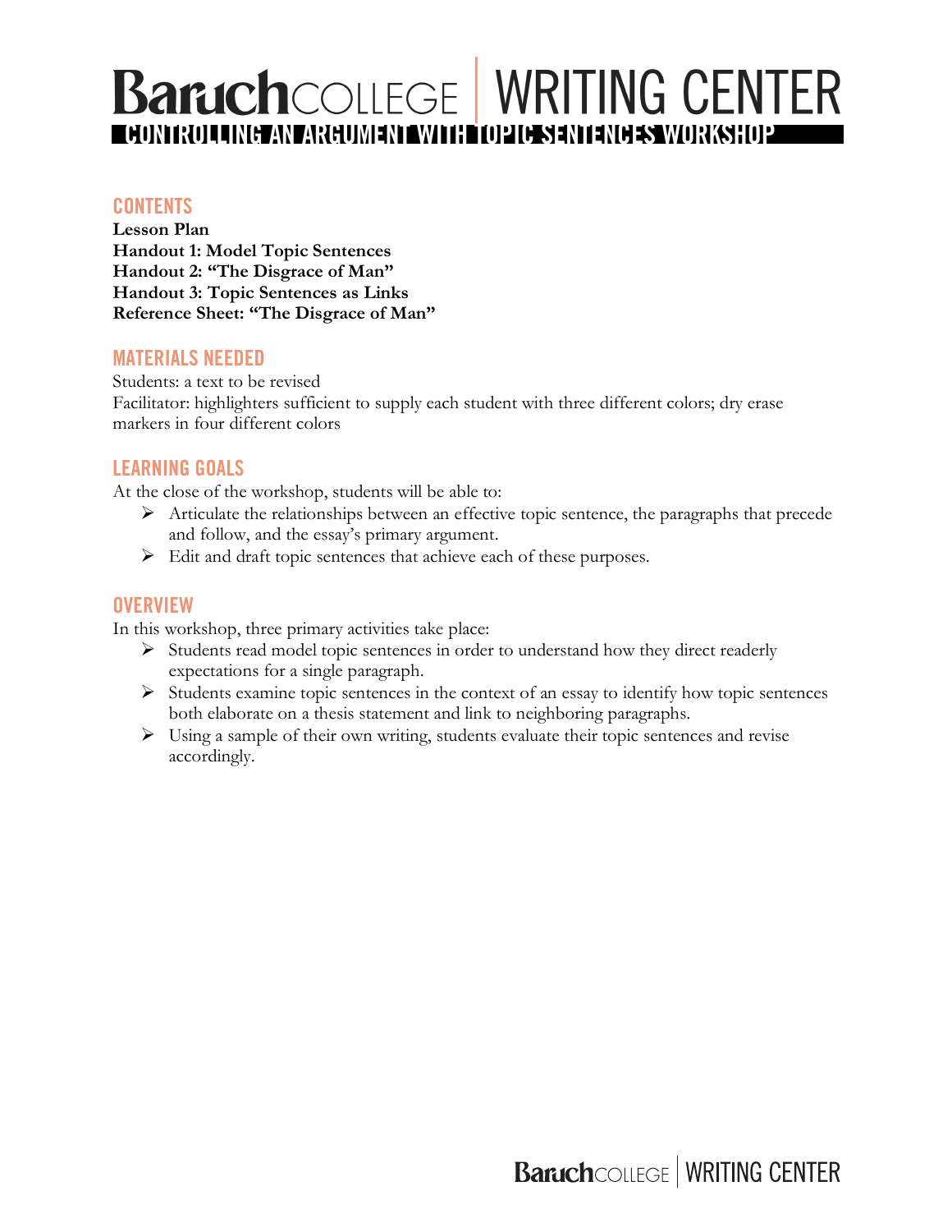# Baruch COLLEGE | WRITING CENTER

## CONTROLLING AN ARGUMENT WITH TOPIC SENTENCES WORKSHOP

## CONTENTS

**Lesson Plan**
**Handout 1: Model Topic Sentences**
**Handout 2: "The Disgrace of Man"**
**Handout 3: Topic Sentences as Links**
**Reference Sheet: "The Disgrace of Man"**

## MATERIALS NEEDED

Students: a text to be revised
Facilitator: highlighters sufficient to supply each student with three different colors; dry erase markers in four different colors

## LEARNING GOALS

At the close of the workshop, students will be able to:

- Articulate the relationships between an effective topic sentence, the paragraphs that precede and follow, and the essay's primary argument.
- Edit and draft topic sentences that achieve each of these purposes.

## OVERVIEW

In this workshop, three primary activities take place:

- Students read model topic sentences in order to understand how they direct readerly expectations for a single paragraph.
- Students examine topic sentences in the context of an essay to identify how topic sentences both elaborate on a thesis statement and link to neighboring paragraphs.
- Using a sample of their own writing, students evaluate their topic sentences and revise accordingly.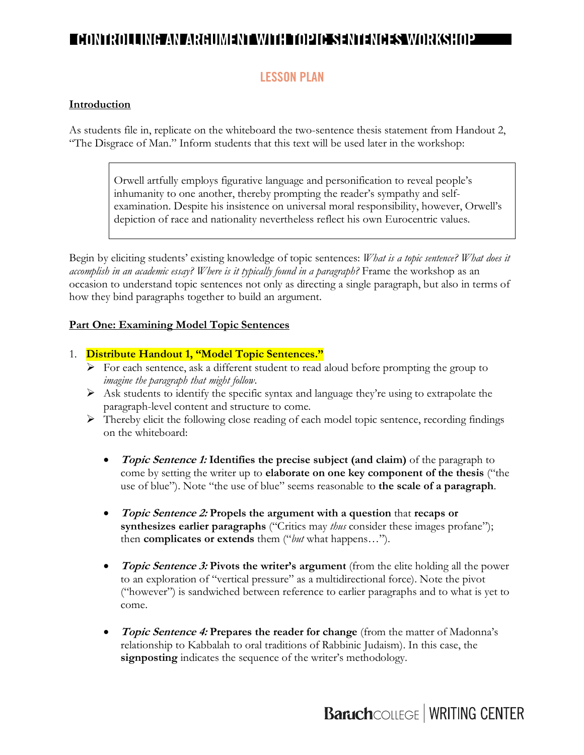# CONTROLLING AN ARGUMENT WITH TOPIC SENTENCES WORKSHOP

## LESSON PLAN

**Introduction**

As students file in, replicate on the whiteboard the two-sentence thesis statement from Handout 2, "The Disgrace of Man." Inform students that this text will be used later in the workshop:

> Orwell artfully employs figurative language and personification to reveal people's inhumanity to one another, thereby prompting the reader's sympathy and self-examination. Despite his insistence on universal moral responsibility, however, Orwell's depiction of race and nationality nevertheless reflect his own Eurocentric values.

Begin by eliciting students' existing knowledge of topic sentences: *What is a topic sentence? What does it accomplish in an academic essay? Where is it typically found in a paragraph?* Frame the workshop as an occasion to understand topic sentences not only as directing a single paragraph, but also in terms of how they bind paragraphs together to build an argument.

**Part One: Examining Model Topic Sentences**

1. **Distribute Handout 1, "Model Topic Sentences."**
   - For each sentence, ask a different student to read aloud before prompting the group to *imagine the paragraph that might follow*.
   - Ask students to identify the specific syntax and language they're using to extrapolate the paragraph-level content and structure to come.
   - Thereby elicit the following close reading of each model topic sentence, recording findings on the whiteboard:

     - ***Topic Sentence 1:*** **Identifies the precise subject (and claim)** of the paragraph to come by setting the writer up to **elaborate on one key component of the thesis** ("the use of blue"). Note "the use of blue" seems reasonable to **the scale of a paragraph**.

     - ***Topic Sentence 2:*** **Propels the argument with a question** that **recaps or synthesizes earlier paragraphs** ("Critics may *thus* consider these images profane"); then **complicates or extends** them ("*but* what happens…").

     - ***Topic Sentence 3:*** **Pivots the writer's argument** (from the elite holding all the power to an exploration of "vertical pressure" as a multidirectional force). Note the pivot ("however") is sandwiched between reference to earlier paragraphs and to what is yet to come.

     - ***Topic Sentence 4:*** **Prepares the reader for change** (from the matter of Madonna's relationship to Kabbalah to oral traditions of Rabbinic Judaism). In this case, the **signposting** indicates the sequence of the writer's methodology.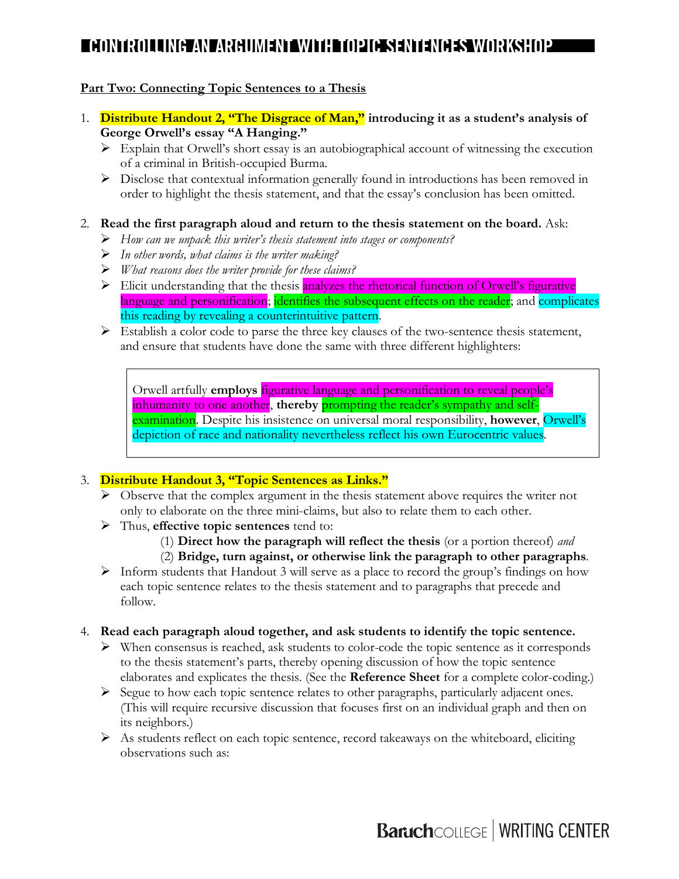# CONTROLLING AN ARGUMENT WITH TOPIC SENTENCES WORKSHOP

**Part Two: Connecting Topic Sentences to a Thesis**

1. **Distribute Handout 2, "The Disgrace of Man," introducing it as a student's analysis of George Orwell's essay "A Hanging."**
   - Explain that Orwell's short essay is an autobiographical account of witnessing the execution of a criminal in British-occupied Burma.
   - Disclose that contextual information generally found in introductions has been removed in order to highlight the thesis statement, and that the essay's conclusion has been omitted.

2. **Read the first paragraph aloud and return to the thesis statement on the board.** Ask:
   - *How can we unpack this writer's thesis statement into stages or components?*
   - *In other words, what claims is the writer making?*
   - *What reasons does the writer provide for these claims?*
   - Elicit understanding that the thesis analyzes the rhetorical function of Orwell's figurative language and personification; identifies the subsequent effects on the reader; and complicates this reading by revealing a counterintuitive pattern.
   - Establish a color code to parse the three key clauses of the two-sentence thesis statement, and ensure that students have done the same with three different highlighters:

> Orwell artfully **employs** figurative language and personification to reveal people's inhumanity to one another, **thereby** prompting the reader's sympathy and self-examination. Despite his insistence on universal moral responsibility, **however**, Orwell's depiction of race and nationality nevertheless reflect his own Eurocentric values.

3. **Distribute Handout 3, "Topic Sentences as Links."**
   - Observe that the complex argument in the thesis statement above requires the writer not only to elaborate on the three mini-claims, but also to relate them to each other.
   - Thus, **effective topic sentences** tend to:
     (1) **Direct how the paragraph will reflect the thesis** (or a portion thereof) *and*
     (2) **Bridge, turn against, or otherwise link the paragraph to other paragraphs**.
   - Inform students that Handout 3 will serve as a place to record the group's findings on how each topic sentence relates to the thesis statement and to paragraphs that precede and follow.

4. **Read each paragraph aloud together, and ask students to identify the topic sentence.**
   - When consensus is reached, ask students to color-code the topic sentence as it corresponds to the thesis statement's parts, thereby opening discussion of how the topic sentence elaborates and explicates the thesis. (See the **Reference Sheet** for a complete color-coding.)
   - Segue to how each topic sentence relates to other paragraphs, particularly adjacent ones. (This will require recursive discussion that focuses first on an individual graph and then on its neighbors.)
   - As students reflect on each topic sentence, record takeaways on the whiteboard, eliciting observations such as: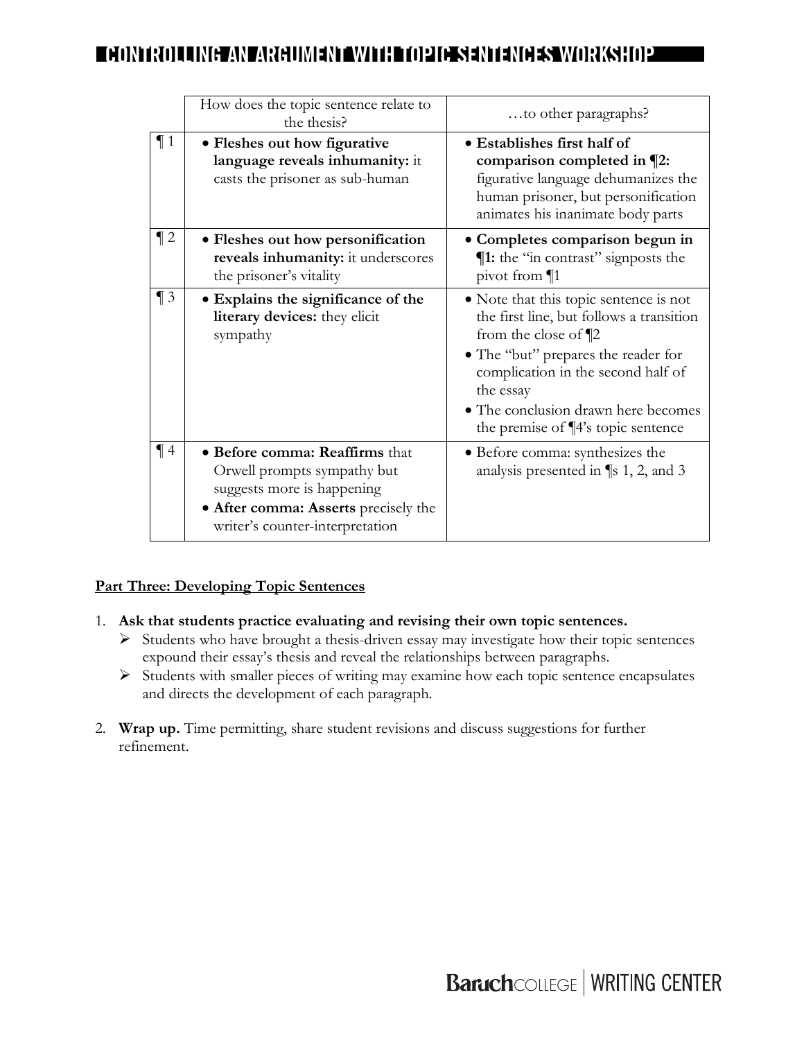| | How does the topic sentence relate to the thesis? | …to other paragraphs? |
|---|---|---|
| ¶ 1 | • **Fleshes out how figurative language reveals inhumanity:** it casts the prisoner as sub-human | • **Establishes first half of comparison completed in ¶2:** figurative language dehumanizes the human prisoner, but personification animates his inanimate body parts |
| ¶ 2 | • **Fleshes out how personification reveals inhumanity:** it underscores the prisoner's vitality | • **Completes comparison begun in ¶1:** the "in contrast" signposts the pivot from ¶1 |
| ¶ 3 | • **Explains the significance of the literary devices:** they elicit sympathy | • Note that this topic sentence is not the first line, but follows a transition from the close of ¶2<br>• The "but" prepares the reader for complication in the second half of the essay<br>• The conclusion drawn here becomes the premise of ¶4's topic sentence |
| ¶ 4 | • **Before comma: Reaffirms** that Orwell prompts sympathy but suggests more is happening<br>• **After comma: Asserts** precisely the writer's counter-interpretation | • Before comma: synthesizes the analysis presented in ¶s 1, 2, and 3 |

**Part Three: Developing Topic Sentences**

1. **Ask that students practice evaluating and revising their own topic sentences.**
   - Students who have brought a thesis-driven essay may investigate how their topic sentences expound their essay's thesis and reveal the relationships between paragraphs.
   - Students with smaller pieces of writing may examine how each topic sentence encapsulates and directs the development of each paragraph.

2. **Wrap up.** Time permitting, share student revisions and discuss suggestions for further refinement.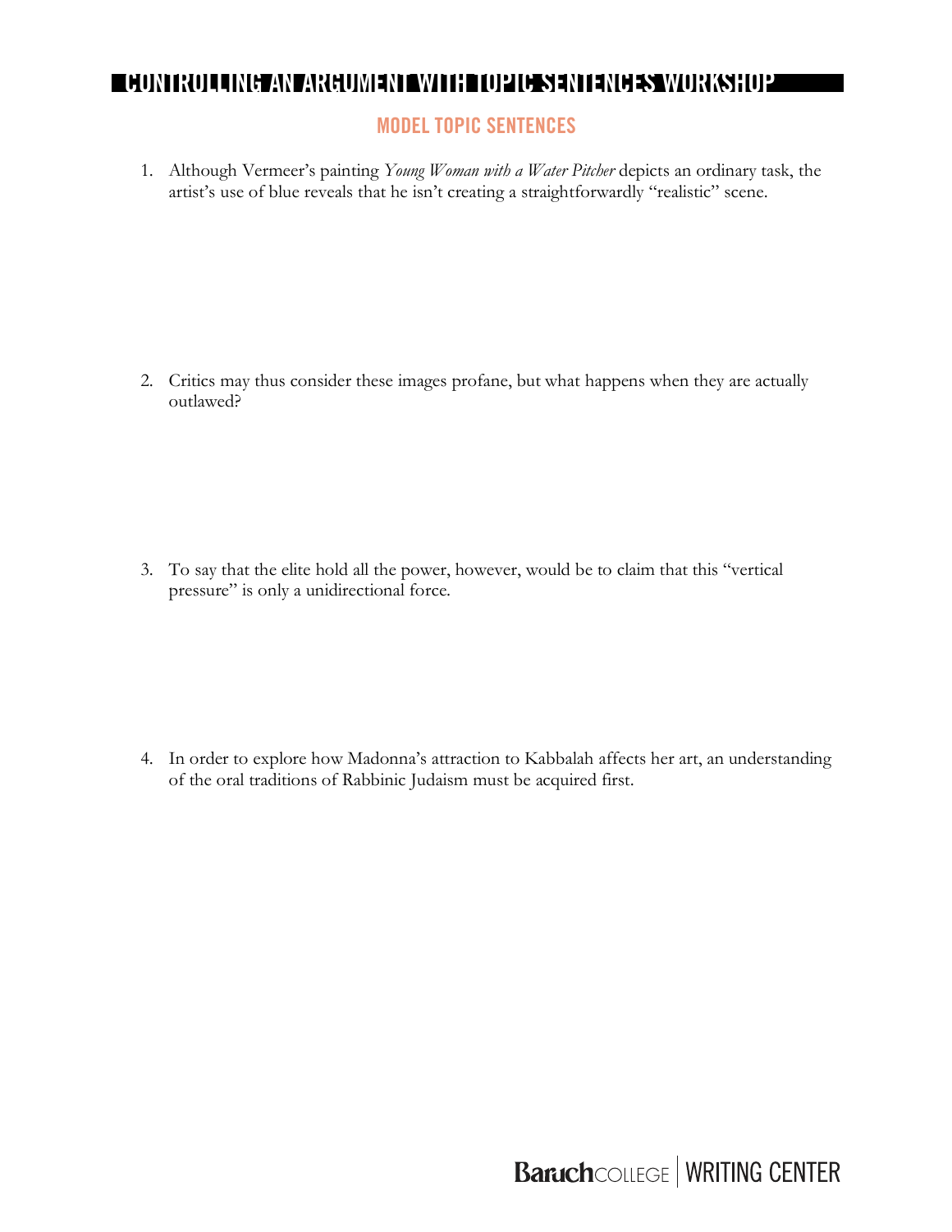# CONTROLLING AN ARGUMENT WITH TOPIC SENTENCES WORKSHOP

## MODEL TOPIC SENTENCES

1. Although Vermeer's painting *Young Woman with a Water Pitcher* depicts an ordinary task, the artist's use of blue reveals that he isn't creating a straightforwardly "realistic" scene.

2. Critics may thus consider these images profane, but what happens when they are actually outlawed?

3. To say that the elite hold all the power, however, would be to claim that this "vertical pressure" is only a unidirectional force.

4. In order to explore how Madonna's attraction to Kabbalah affects her art, an understanding of the oral traditions of Rabbinic Judaism must be acquired first.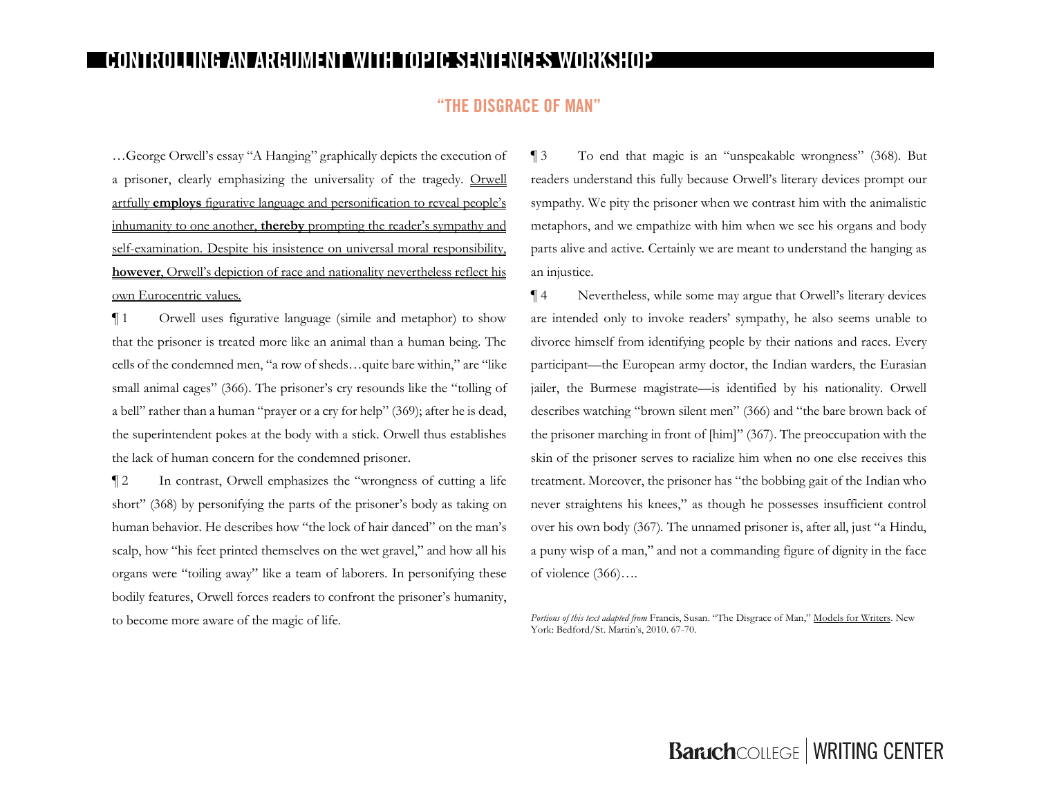# CONTROLLING AN ARGUMENT WITH TOPIC SENTENCES WORKSHOP

## "THE DISGRACE OF MAN"

…George Orwell's essay "A Hanging" graphically depicts the execution of a prisoner, clearly emphasizing the universality of the tragedy. <u>Orwell artfully **employs** figurative language and personification to reveal people's inhumanity to one another, **thereby** prompting the reader's sympathy and self-examination. Despite his insistence on universal moral responsibility, **however**, Orwell's depiction of race and nationality nevertheless reflect his own Eurocentric values.</u>

¶ 1 Orwell uses figurative language (simile and metaphor) to show that the prisoner is treated more like an animal than a human being. The cells of the condemned men, "a row of sheds…quite bare within," are "like small animal cages" (366). The prisoner's cry resounds like the "tolling of a bell" rather than a human "prayer or a cry for help" (369); after he is dead, the superintendent pokes at the body with a stick. Orwell thus establishes the lack of human concern for the condemned prisoner.

¶ 2 In contrast, Orwell emphasizes the "wrongness of cutting a life short" (368) by personifying the parts of the prisoner's body as taking on human behavior. He describes how "the lock of hair danced" on the man's scalp, how "his feet printed themselves on the wet gravel," and how all his organs were "toiling away" like a team of laborers. In personifying these bodily features, Orwell forces readers to confront the prisoner's humanity, to become more aware of the magic of life.

¶ 3 To end that magic is an "unspeakable wrongness" (368). But readers understand this fully because Orwell's literary devices prompt our sympathy. We pity the prisoner when we contrast him with the animalistic metaphors, and we empathize with him when we see his organs and body parts alive and active. Certainly we are meant to understand the hanging as an injustice.

¶ 4 Nevertheless, while some may argue that Orwell's literary devices are intended only to invoke readers' sympathy, he also seems unable to divorce himself from identifying people by their nations and races. Every participant—the European army doctor, the Indian warders, the Eurasian jailer, the Burmese magistrate—is identified by his nationality. Orwell describes watching "brown silent men" (366) and "the bare brown back of the prisoner marching in front of [him]" (367). The preoccupation with the skin of the prisoner serves to racialize him when no one else receives this treatment. Moreover, the prisoner has "the bobbing gait of the Indian who never straightens his knees," as though he possesses insufficient control over his own body (367). The unnamed prisoner is, after all, just "a Hindu, a puny wisp of a man," and not a commanding figure of dignity in the face of violence (366)….

*Portions of this text adapted from* Francis, Susan. "The Disgrace of Man," <u>Models for Writers</u>. New York: Bedford/St. Martin's, 2010. 67-70.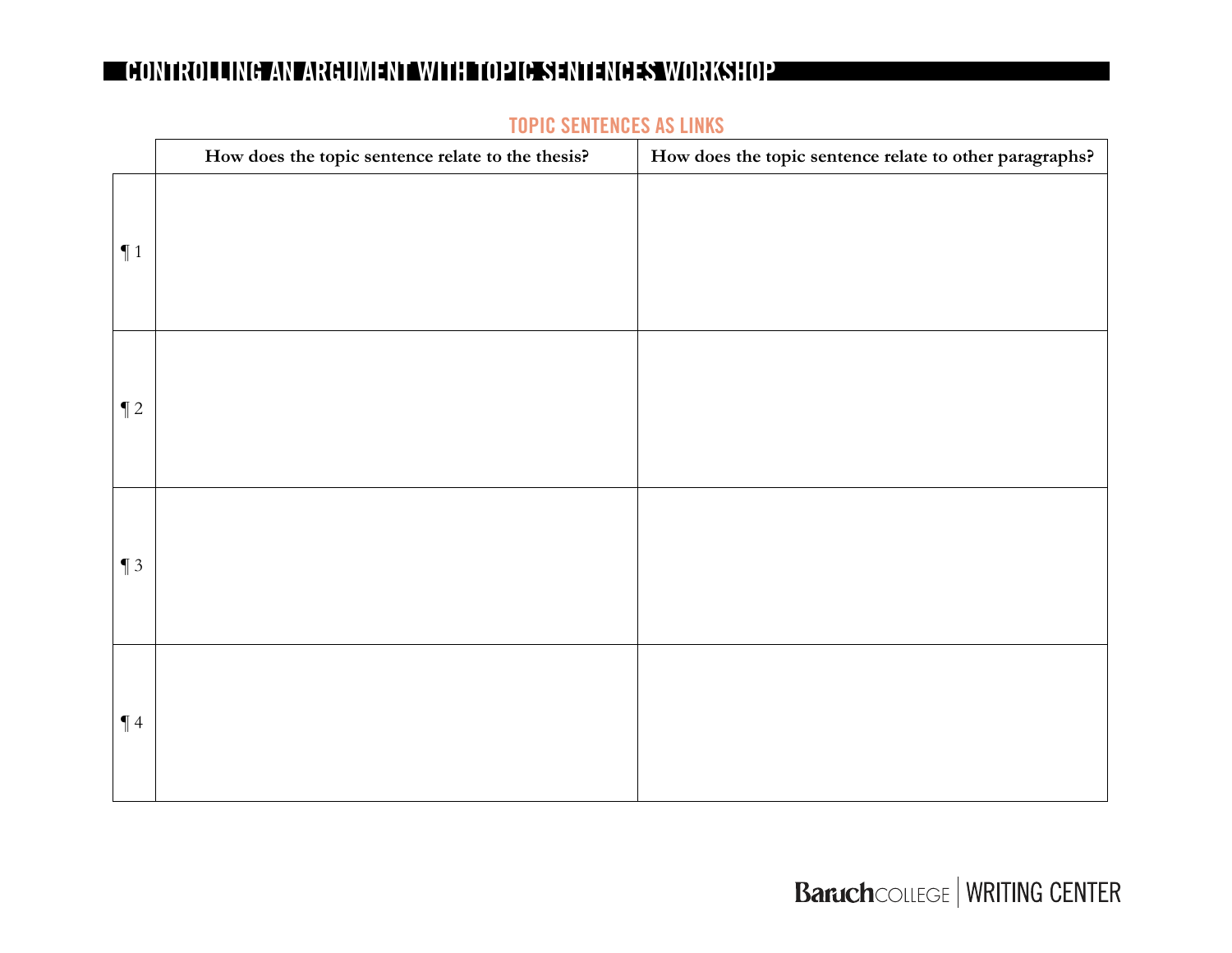# CONTROLLING AN ARGUMENT WITH TOPIC SENTENCES WORKSHOP

## TOPIC SENTENCES AS LINKS

| | How does the topic sentence relate to the thesis? | How does the topic sentence relate to other paragraphs? |
|---|---|---|
| ¶ 1 | | |
| ¶ 2 | | |
| ¶ 3 | | |
| ¶ 4 | | |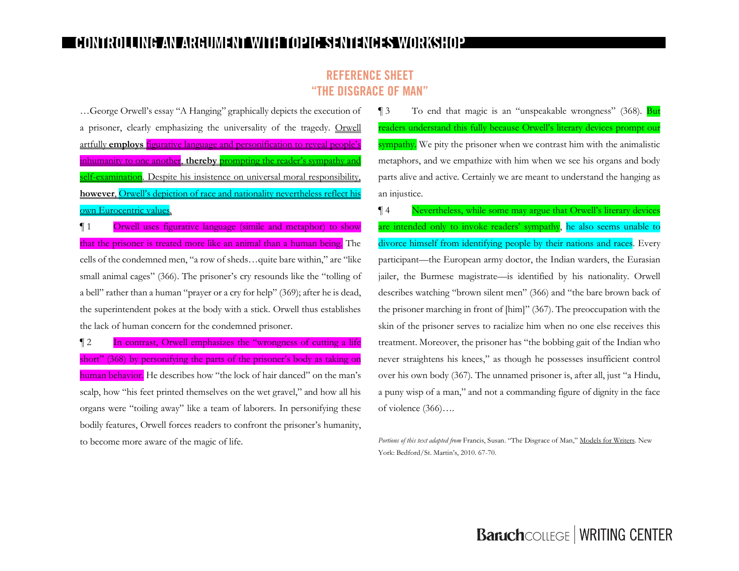# CONTROLLING AN ARGUMENT WITH TOPIC SENTENCES WORKSHOP

## REFERENCE SHEET
## "THE DISGRACE OF MAN"

…George Orwell's essay "A Hanging" graphically depicts the execution of a prisoner, clearly emphasizing the universality of the tragedy. Orwell artfully **employs** figurative language and personification to reveal people's inhumanity to one another, **thereby** prompting the reader's sympathy and self-examination. Despite his insistence on universal moral responsibility, **however**, Orwell's depiction of race and nationality nevertheless reflect his own Eurocentric values.

¶ 1 Orwell uses figurative language (simile and metaphor) to show that the prisoner is treated more like an animal than a human being. The cells of the condemned men, "a row of sheds…quite bare within," are "like small animal cages" (366). The prisoner's cry resounds like the "tolling of a bell" rather than a human "prayer or a cry for help" (369); after he is dead, the superintendent pokes at the body with a stick. Orwell thus establishes the lack of human concern for the condemned prisoner.

¶ 2 In contrast, Orwell emphasizes the "wrongness of cutting a life short" (368) by personifying the parts of the prisoner's body as taking on human behavior. He describes how "the lock of hair danced" on the man's scalp, how "his feet printed themselves on the wet gravel," and how all his organs were "toiling away" like a team of laborers. In personifying these bodily features, Orwell forces readers to confront the prisoner's humanity, to become more aware of the magic of life.

¶ 3 To end that magic is an "unspeakable wrongness" (368). But readers understand this fully because Orwell's literary devices prompt our sympathy. We pity the prisoner when we contrast him with the animalistic metaphors, and we empathize with him when we see his organs and body parts alive and active. Certainly we are meant to understand the hanging as an injustice.

¶ 4 Nevertheless, while some may argue that Orwell's literary devices are intended only to invoke readers' sympathy, he also seems unable to divorce himself from identifying people by their nations and races. Every participant—the European army doctor, the Indian warders, the Eurasian jailer, the Burmese magistrate—is identified by his nationality. Orwell describes watching "brown silent men" (366) and "the bare brown back of the prisoner marching in front of [him]" (367). The preoccupation with the skin of the prisoner serves to racialize him when no one else receives this treatment. Moreover, the prisoner has "the bobbing gait of the Indian who never straightens his knees," as though he possesses insufficient control over his own body (367). The unnamed prisoner is, after all, just "a Hindu, a puny wisp of a man," and not a commanding figure of dignity in the face of violence (366)….

*Portions of this text adapted from* Francis, Susan. "The Disgrace of Man," Models for Writers. New York: Bedford/St. Martin's, 2010. 67-70.